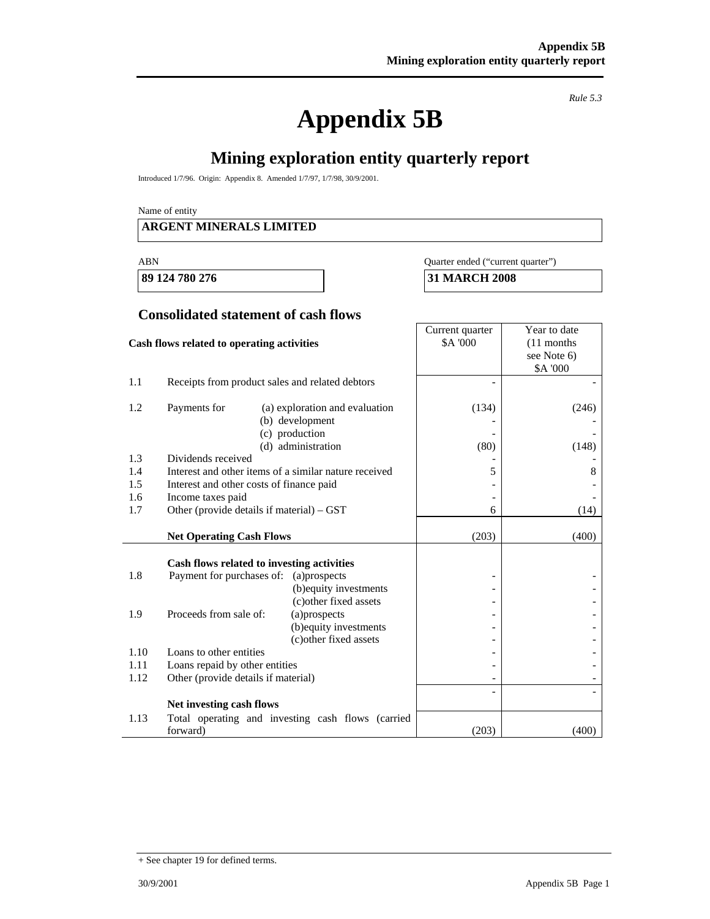*Rule 5.3*

# Appendix 5B

## Mining exploration entity quarterly report

Introduced 1/7/96. Origin: Appendix 8. Amended 1/7/97, 1/7/98, 30/9/2001.

Name of entity

**ARGENT MINERALS LIMITED**

| ABN | Quarter ended ("current quarter") |
|---|---|
| **89 124 780 276** | **31 MARCH 2008** |

### Consolidated statement of cash flows

| | **Cash flows related to operating activities** | | Current quarter $A '000 | Year to date (11 months see Note 6) $A '000 |
|---|---|---|---|---|
| 1.1 | Receipts from product sales and related debtors | | - | - |
| 1.2 | Payments for | (a) exploration and evaluation | (134) | (246) |
| | | (b) development | - | - |
| | | (c) production | - | - |
| | | (d) administration | (80) | (148) |
| 1.3 | Dividends received | | - | - |
| 1.4 | Interest and other items of a similar nature received | | 5 | 8 |
| 1.5 | Interest and other costs of finance paid | | - | - |
| 1.6 | Income taxes paid | | - | - |
| 1.7 | Other (provide details if material) – GST | | 6 | (14) |
| | **Net Operating Cash Flows** | | (203) | (400) |
| | **Cash flows related to investing activities** | | | |
| 1.8 | Payment for purchases of: | (a)prospects | - | - |
| | | (b)equity investments | - | - |
| | | (c)other fixed assets | - | - |
| 1.9 | Proceeds from sale of: | (a)prospects | - | - |
| | | (b)equity investments | - | - |
| | | (c)other fixed assets | - | - |
| 1.10 | Loans to other entities | | - | - |
| 1.11 | Loans repaid by other entities | | - | - |
| 1.12 | Other (provide details if material) | | - | - |
| | **Net investing cash flows** | | - | - |
| 1.13 | Total operating and investing cash flows (carried forward) | | (203) | (400) |

+ See chapter 19 for defined terms.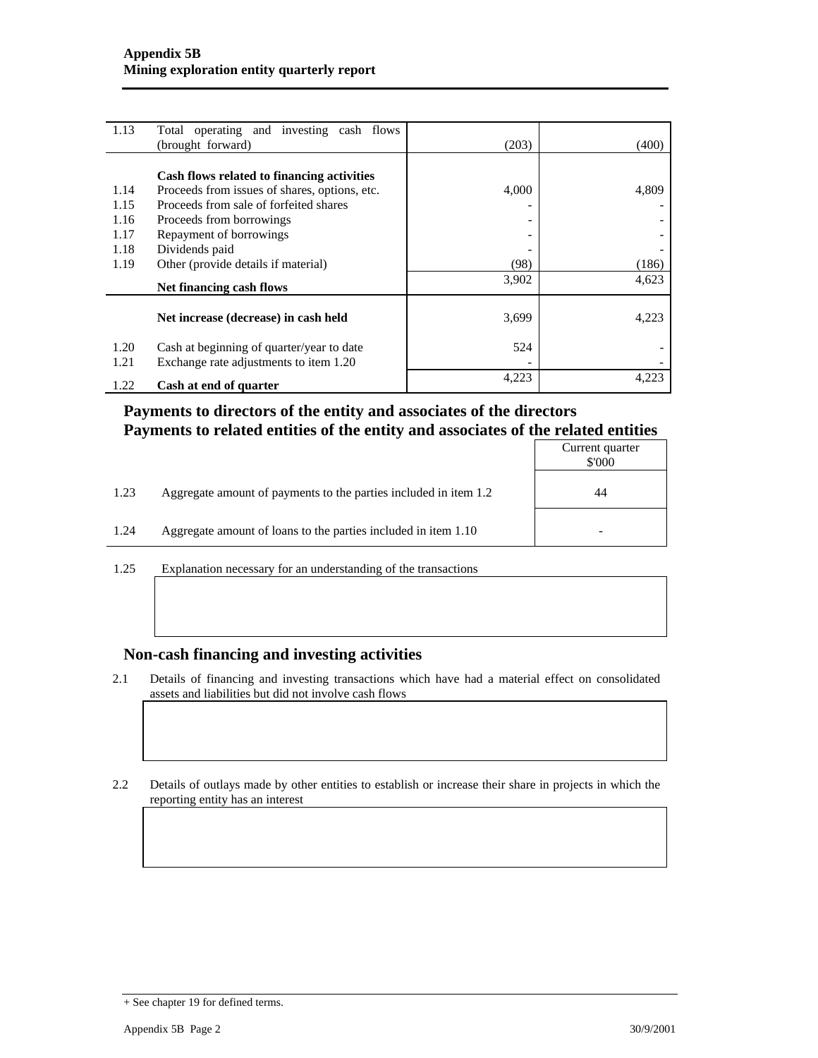| | | | |
|---|---|---|---|
| 1.13 | Total operating and investing cash flows (brought forward) | (203) | (400) |
| | **Cash flows related to financing activities** | | |
| 1.14 | Proceeds from issues of shares, options, etc. | 4,000 | 4,809 |
| 1.15 | Proceeds from sale of forfeited shares | - | - |
| 1.16 | Proceeds from borrowings | - | - |
| 1.17 | Repayment of borrowings | - | - |
| 1.18 | Dividends paid | - | - |
| 1.19 | Other (provide details if material) | (98) | (186) |
| | **Net financing cash flows** | 3,902 | 4,623 |
| | **Net increase (decrease) in cash held** | 3,699 | 4,223 |
| 1.20 | Cash at beginning of quarter/year to date | 524 | - |
| 1.21 | Exchange rate adjustments to item 1.20 | - | - |
| 1.22 | **Cash at end of quarter** | 4,223 | 4,223 |

## Payments to directors of the entity and associates of the directors
## Payments to related entities of the entity and associates of the related entities

| | | Current quarter $'000 |
|---|---|---|
| 1.23 | Aggregate amount of payments to the parties included in item 1.2 | 44 |
| 1.24 | Aggregate amount of loans to the parties included in item 1.10 | - |

1.25 Explanation necessary for an understanding of the transactions

## Non-cash financing and investing activities

2.1 Details of financing and investing transactions which have had a material effect on consolidated assets and liabilities but did not involve cash flows

2.2 Details of outlays made by other entities to establish or increase their share in projects in which the reporting entity has an interest

+ See chapter 19 for defined terms.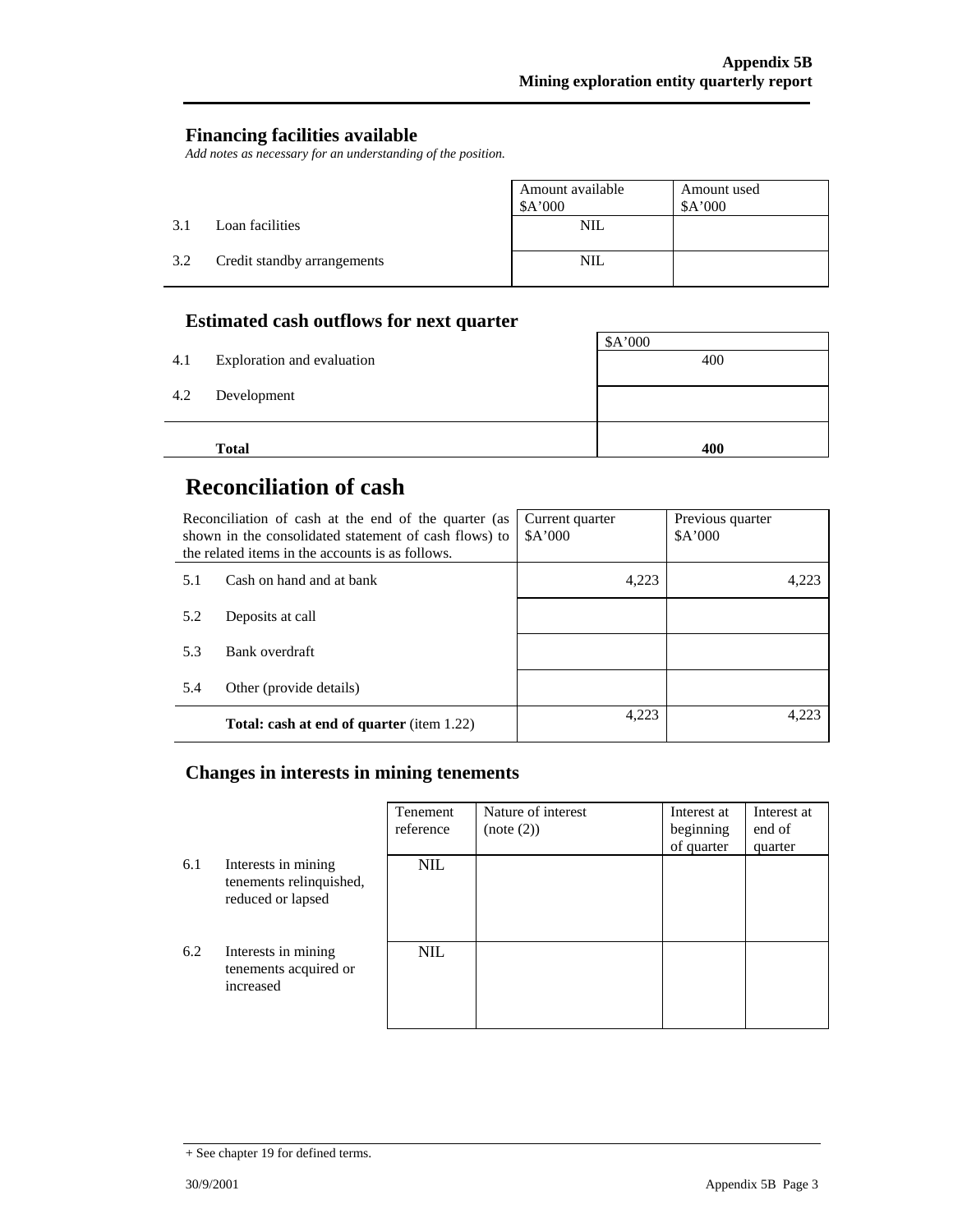## Financing facilities available

*Add notes as necessary for an understanding of the position.*

| | | Amount available $A'000 | Amount used $A'000 |
|---|---|---|---|
| 3.1 | Loan facilities | NIL | |
| 3.2 | Credit standby arrangements | NIL | |

## Estimated cash outflows for next quarter

| | | $A'000 |
|---|---|---|
| 4.1 | Exploration and evaluation | 400 |
| 4.2 | Development | |
| | **Total** | **400** |

# Reconciliation of cash

| Reconciliation of cash at the end of the quarter (as shown in the consolidated statement of cash flows) to the related items in the accounts is as follows. | | Current quarter $A'000 | Previous quarter $A'000 |
|---|---|---|---|
| 5.1 | Cash on hand and at bank | 4,223 | 4,223 |
| 5.2 | Deposits at call | | |
| 5.3 | Bank overdraft | | |
| 5.4 | Other (provide details) | | |
| | **Total: cash at end of quarter** (item 1.22) | 4,223 | 4,223 |

## Changes in interests in mining tenements

| | | Tenement reference | Nature of interest (note (2)) | Interest at beginning of quarter | Interest at end of quarter |
|---|---|---|---|---|---|
| 6.1 | Interests in mining tenements relinquished, reduced or lapsed | NIL | | | |
| 6.2 | Interests in mining tenements acquired or increased | NIL | | | |

+ See chapter 19 for defined terms.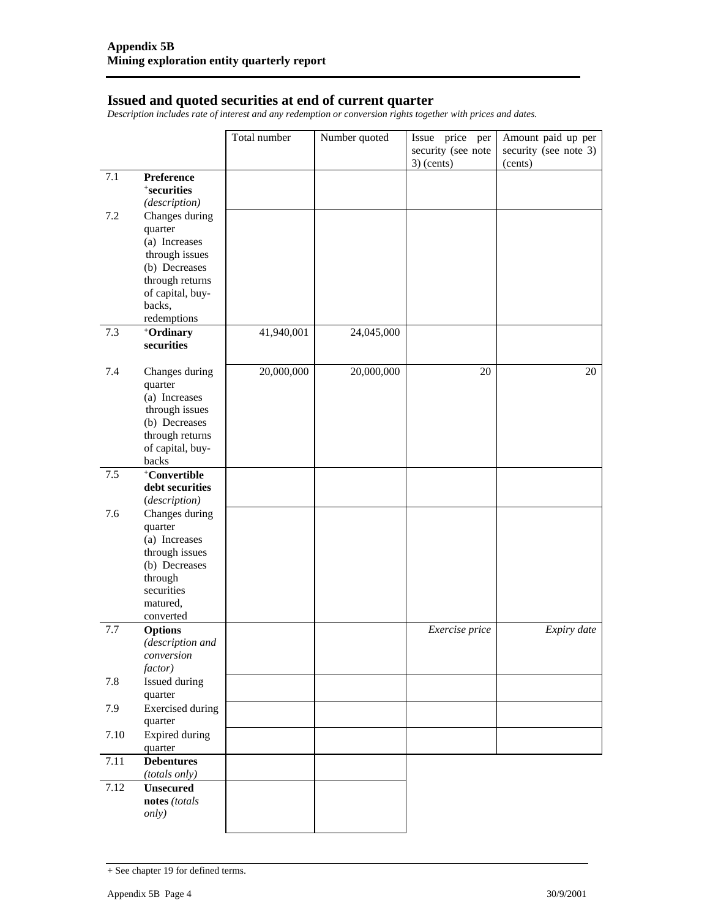## Issued and quoted securities at end of current quarter

*Description includes rate of interest and any redemption or conversion rights together with prices and dates.*

| | | Total number | Number quoted | Issue price per security (see note 3) (cents) | Amount paid up per security (see note 3) (cents) |
|---|---|---|---|---|---|
| 7.1 | **Preference +securities** *(description)* | | | | |
| 7.2 | Changes during quarter (a) Increases through issues (b) Decreases through returns of capital, buy-backs, redemptions | | | | |
| 7.3 | **+Ordinary securities** | 41,940,001 | 24,045,000 | | |
| 7.4 | Changes during quarter (a) Increases through issues (b) Decreases through returns of capital, buy-backs | 20,000,000 | 20,000,000 | 20 | 20 |
| 7.5 | **+Convertible debt securities** *(description)* | | | | |
| 7.6 | Changes during quarter (a) Increases through issues (b) Decreases through securities matured, converted | | | | |
| 7.7 | **Options** *(description and conversion factor)* | | | *Exercise price* | *Expiry date* |
| 7.8 | Issued during quarter | | | | |
| 7.9 | Exercised during quarter | | | | |
| 7.10 | Expired during quarter | | | | |
| 7.11 | **Debentures** *(totals only)* | | | | |
| 7.12 | **Unsecured notes** *(totals only)* | | | | |

+ See chapter 19 for defined terms.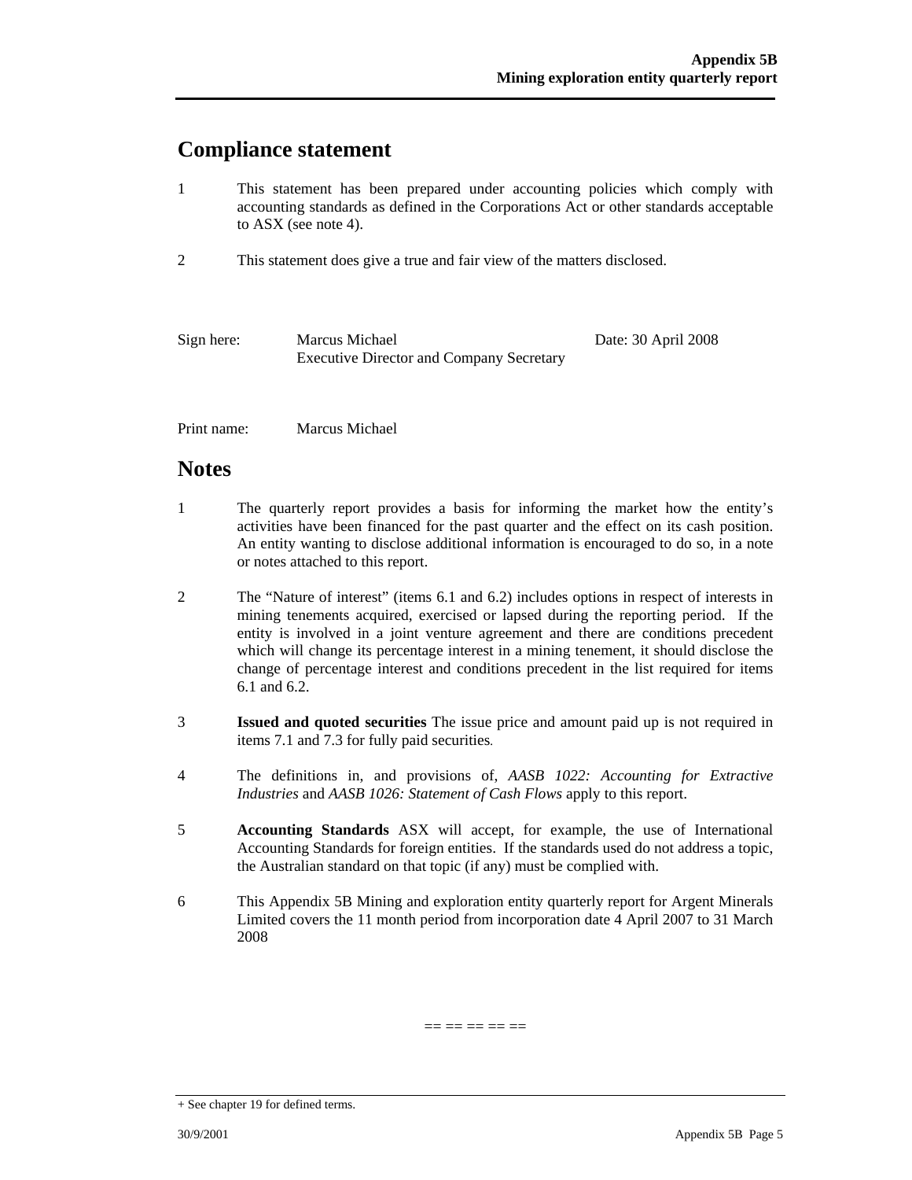## Compliance statement

1. This statement has been prepared under accounting policies which comply with accounting standards as defined in the Corporations Act or other standards acceptable to ASX (see note 4).

2. This statement does give a true and fair view of the matters disclosed.

Sign here: Marcus Michael
Executive Director and Company Secretary

Date: 30 April 2008

Print name: Marcus Michael

## Notes

1. The quarterly report provides a basis for informing the market how the entity's activities have been financed for the past quarter and the effect on its cash position. An entity wanting to disclose additional information is encouraged to do so, in a note or notes attached to this report.

2. The "Nature of interest" (items 6.1 and 6.2) includes options in respect of interests in mining tenements acquired, exercised or lapsed during the reporting period. If the entity is involved in a joint venture agreement and there are conditions precedent which will change its percentage interest in a mining tenement, it should disclose the change of percentage interest and conditions precedent in the list required for items 6.1 and 6.2.

3. **Issued and quoted securities** The issue price and amount paid up is not required in items 7.1 and 7.3 for fully paid securities.

4. The definitions in, and provisions of, *AASB 1022: Accounting for Extractive Industries* and *AASB 1026: Statement of Cash Flows* apply to this report.

5. **Accounting Standards** ASX will accept, for example, the use of International Accounting Standards for foreign entities. If the standards used do not address a topic, the Australian standard on that topic (if any) must be complied with.

6. This Appendix 5B Mining and exploration entity quarterly report for Argent Minerals Limited covers the 11 month period from incorporation date 4 April 2007 to 31 March 2008

== == == == ==

+ See chapter 19 for defined terms.